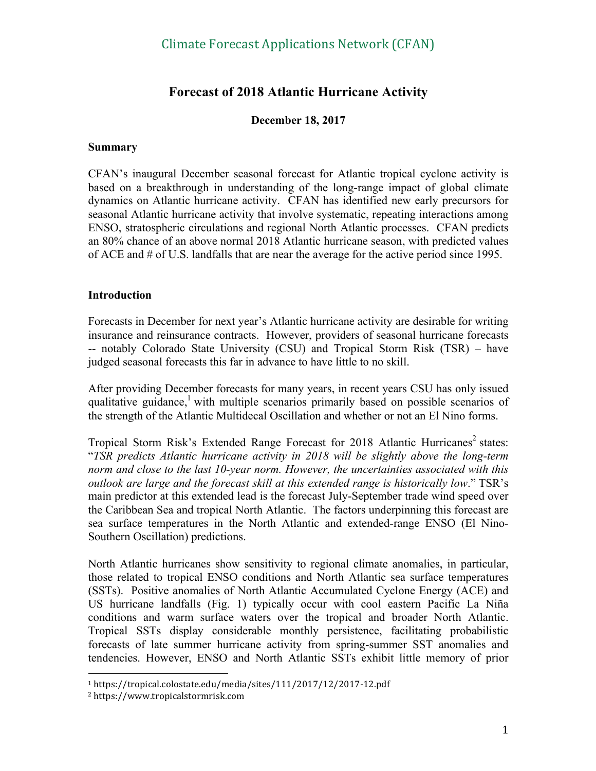# Forecast of 2018 Atlantic Hurricane Activity

**December 18, 2017**

## Summary

CFAN's inaugural December seasonal forecast for Atlantic tropical cyclone activity is based on a breakthrough in understanding of the long-range impact of global climate dynamics on Atlantic hurricane activity. CFAN has identified new early precursors for seasonal Atlantic hurricane activity that involve systematic, repeating interactions among ENSO, stratospheric circulations and regional North Atlantic processes. CFAN predicts an 80% chance of an above normal 2018 Atlantic hurricane season, with predicted values of ACE and # of U.S. landfalls that are near the average for the active period since 1995.

## Introduction

Forecasts in December for next year's Atlantic hurricane activity are desirable for writing insurance and reinsurance contracts. However, providers of seasonal hurricane forecasts -- notably Colorado State University (CSU) and Tropical Storm Risk (TSR) – have judged seasonal forecasts this far in advance to have little to no skill.

After providing December forecasts for many years, in recent years CSU has only issued qualitative guidance,[1] with multiple scenarios primarily based on possible scenarios of the strength of the Atlantic Multidecal Oscillation and whether or not an El Nino forms.

Tropical Storm Risk's Extended Range Forecast for 2018 Atlantic Hurricanes[2] states: "*TSR predicts Atlantic hurricane activity in 2018 will be slightly above the long-term norm and close to the last 10-year norm. However, the uncertainties associated with this outlook are large and the forecast skill at this extended range is historically low*." TSR's main predictor at this extended lead is the forecast July-September trade wind speed over the Caribbean Sea and tropical North Atlantic. The factors underpinning this forecast are sea surface temperatures in the North Atlantic and extended-range ENSO (El Nino-Southern Oscillation) predictions.

North Atlantic hurricanes show sensitivity to regional climate anomalies, in particular, those related to tropical ENSO conditions and North Atlantic sea surface temperatures (SSTs). Positive anomalies of North Atlantic Accumulated Cyclone Energy (ACE) and US hurricane landfalls (Fig. 1) typically occur with cool eastern Pacific La Niña conditions and warm surface waters over the tropical and broader North Atlantic. Tropical SSTs display considerable monthly persistence, facilitating probabilistic forecasts of late summer hurricane activity from spring-summer SST anomalies and tendencies. However, ENSO and North Atlantic SSTs exhibit little memory of prior

[1] https://tropical.colostate.edu/media/sites/111/2017/12/2017-12.pdf

[2] https://www.tropicalstormrisk.com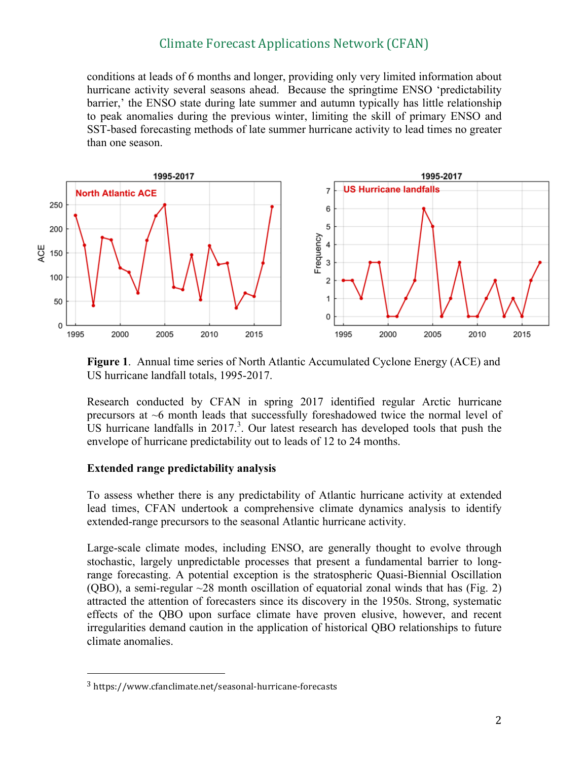conditions at leads of 6 months and longer, providing only very limited information about hurricane activity several seasons ahead. Because the springtime ENSO 'predictability barrier,' the ENSO state during late summer and autumn typically has little relationship to peak anomalies during the previous winter, limiting the skill of primary ENSO and SST-based forecasting methods of late summer hurricane activity to lead times no greater than one season.

**Figure 1**. Annual time series of North Atlantic Accumulated Cyclone Energy (ACE) and US hurricane landfall totals, 1995-2017.

Research conducted by CFAN in spring 2017 identified regular Arctic hurricane precursors at ~6 month leads that successfully foreshadowed twice the normal level of US hurricane landfalls in 2017.[3]. Our latest research has developed tools that push the envelope of hurricane predictability out to leads of 12 to 24 months.

**Extended range predictability analysis**

To assess whether there is any predictability of Atlantic hurricane activity at extended lead times, CFAN undertook a comprehensive climate dynamics analysis to identify extended-range precursors to the seasonal Atlantic hurricane activity.

Large-scale climate modes, including ENSO, are generally thought to evolve through stochastic, largely unpredictable processes that present a fundamental barrier to long-range forecasting. A potential exception is the stratospheric Quasi-Biennial Oscillation (QBO), a semi-regular ~28 month oscillation of equatorial zonal winds that has (Fig. 2) attracted the attention of forecasters since its discovery in the 1950s. Strong, systematic effects of the QBO upon surface climate have proven elusive, however, and recent irregularities demand caution in the application of historical QBO relationships to future climate anomalies.

[3] https://www.cfanclimate.net/seasonal-hurricane-forecasts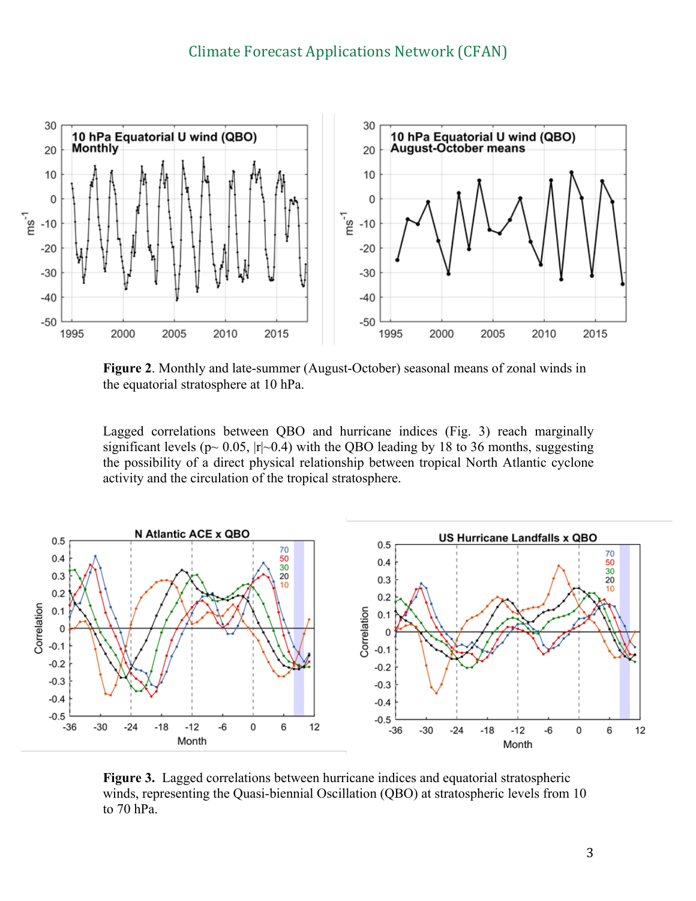**Figure 2**. Monthly and late-summer (August-October) seasonal means of zonal winds in the equatorial stratosphere at 10 hPa.

Lagged correlations between QBO and hurricane indices (Fig. 3) reach marginally significant levels ($p \sim 0.05$, $|r| \sim 0.4$) with the QBO leading by 18 to 36 months, suggesting the possibility of a direct physical relationship between tropical North Atlantic cyclone activity and the circulation of the tropical stratosphere.

**Figure 3.** Lagged correlations between hurricane indices and equatorial stratospheric winds, representing the Quasi-biennial Oscillation (QBO) at stratospheric levels from 10 to 70 hPa.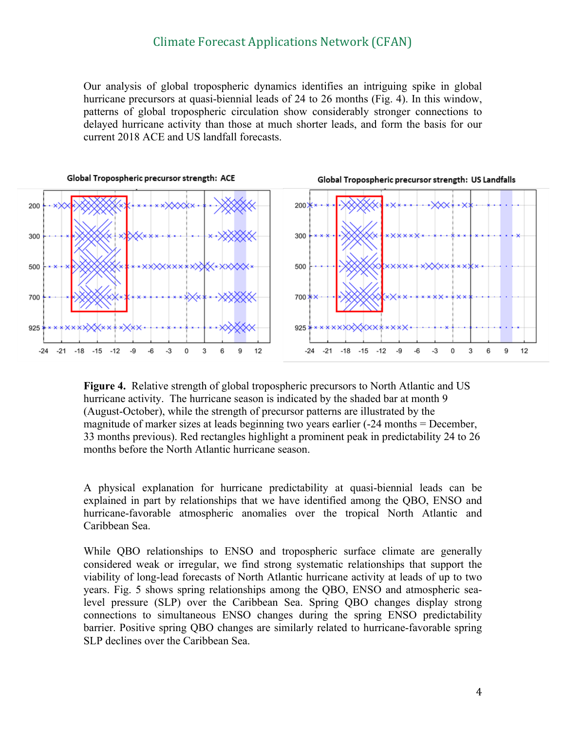Our analysis of global tropospheric dynamics identifies an intriguing spike in global hurricane precursors at quasi-biennial leads of 24 to 26 months (Fig. 4). In this window, patterns of global tropospheric circulation show considerably stronger connections to delayed hurricane activity than those at much shorter leads, and form the basis for our current 2018 ACE and US landfall forecasts.

**Figure 4.** Relative strength of global tropospheric precursors to North Atlantic and US hurricane activity. The hurricane season is indicated by the shaded bar at month 9 (August-October), while the strength of precursor patterns are illustrated by the magnitude of marker sizes at leads beginning two years earlier (-24 months = December, 33 months previous). Red rectangles highlight a prominent peak in predictability 24 to 26 months before the North Atlantic hurricane season.

A physical explanation for hurricane predictability at quasi-biennial leads can be explained in part by relationships that we have identified among the QBO, ENSO and hurricane-favorable atmospheric anomalies over the tropical North Atlantic and Caribbean Sea.

While QBO relationships to ENSO and tropospheric surface climate are generally considered weak or irregular, we find strong systematic relationships that support the viability of long-lead forecasts of North Atlantic hurricane activity at leads of up to two years. Fig. 5 shows spring relationships among the QBO, ENSO and atmospheric sea-level pressure (SLP) over the Caribbean Sea. Spring QBO changes display strong connections to simultaneous ENSO changes during the spring ENSO predictability barrier. Positive spring QBO changes are similarly related to hurricane-favorable spring SLP declines over the Caribbean Sea.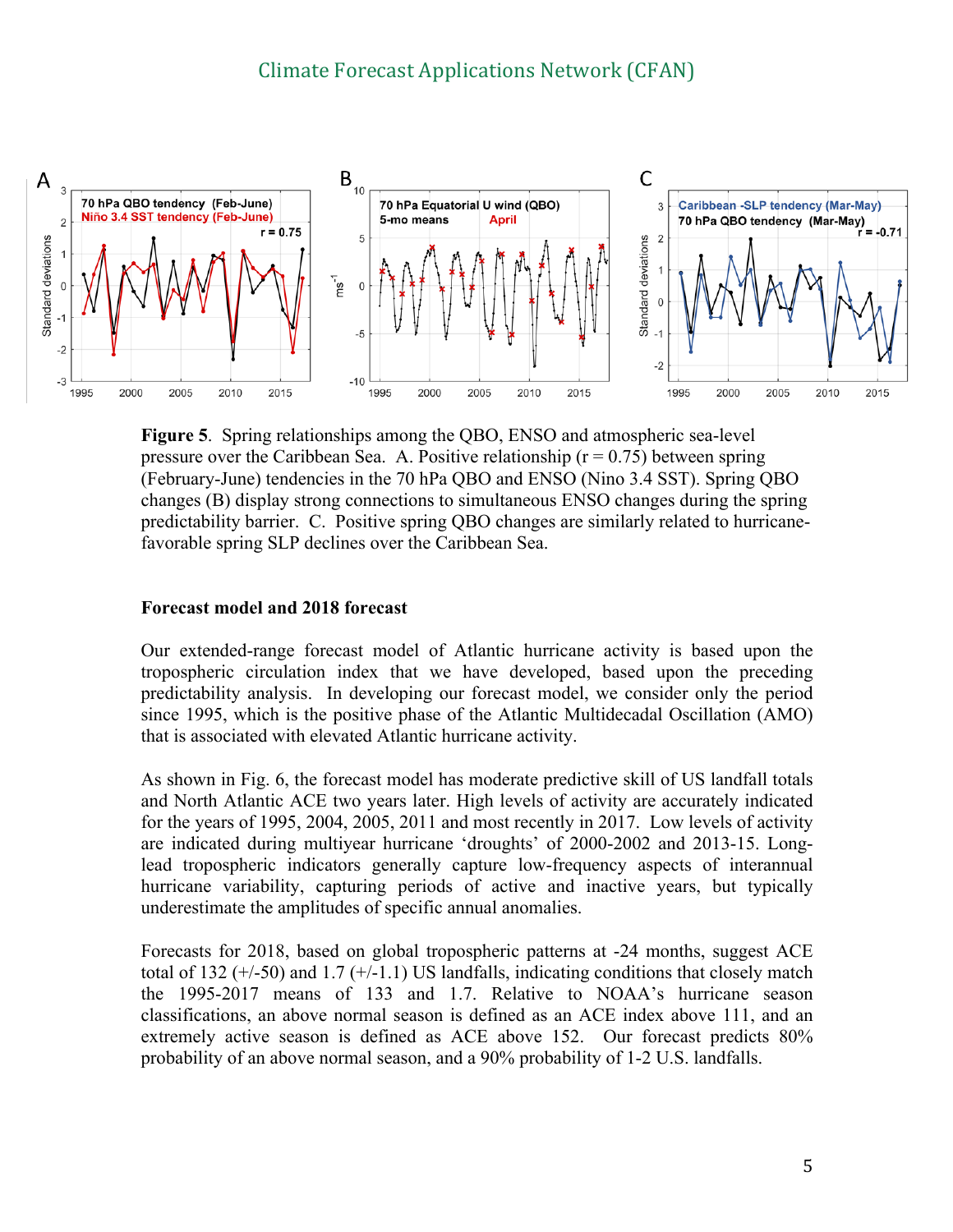**Figure 5**. Spring relationships among the QBO, ENSO and atmospheric sea-level pressure over the Caribbean Sea. A. Positive relationship (r = 0.75) between spring (February-June) tendencies in the 70 hPa QBO and ENSO (Nino 3.4 SST). Spring QBO changes (B) display strong connections to simultaneous ENSO changes during the spring predictability barrier. C. Positive spring QBO changes are similarly related to hurricane-favorable spring SLP declines over the Caribbean Sea.

**Forecast model and 2018 forecast**

Our extended-range forecast model of Atlantic hurricane activity is based upon the tropospheric circulation index that we have developed, based upon the preceding predictability analysis. In developing our forecast model, we consider only the period since 1995, which is the positive phase of the Atlantic Multidecadal Oscillation (AMO) that is associated with elevated Atlantic hurricane activity.

As shown in Fig. 6, the forecast model has moderate predictive skill of US landfall totals and North Atlantic ACE two years later. High levels of activity are accurately indicated for the years of 1995, 2004, 2005, 2011 and most recently in 2017. Low levels of activity are indicated during multiyear hurricane 'droughts' of 2000-2002 and 2013-15. Long-lead tropospheric indicators generally capture low-frequency aspects of interannual hurricane variability, capturing periods of active and inactive years, but typically underestimate the amplitudes of specific annual anomalies.

Forecasts for 2018, based on global tropospheric patterns at -24 months, suggest ACE total of 132 (+/-50) and 1.7 (+/-1.1) US landfalls, indicating conditions that closely match the 1995-2017 means of 133 and 1.7. Relative to NOAA's hurricane season classifications, an above normal season is defined as an ACE index above 111, and an extremely active season is defined as ACE above 152. Our forecast predicts 80% probability of an above normal season, and a 90% probability of 1-2 U.S. landfalls.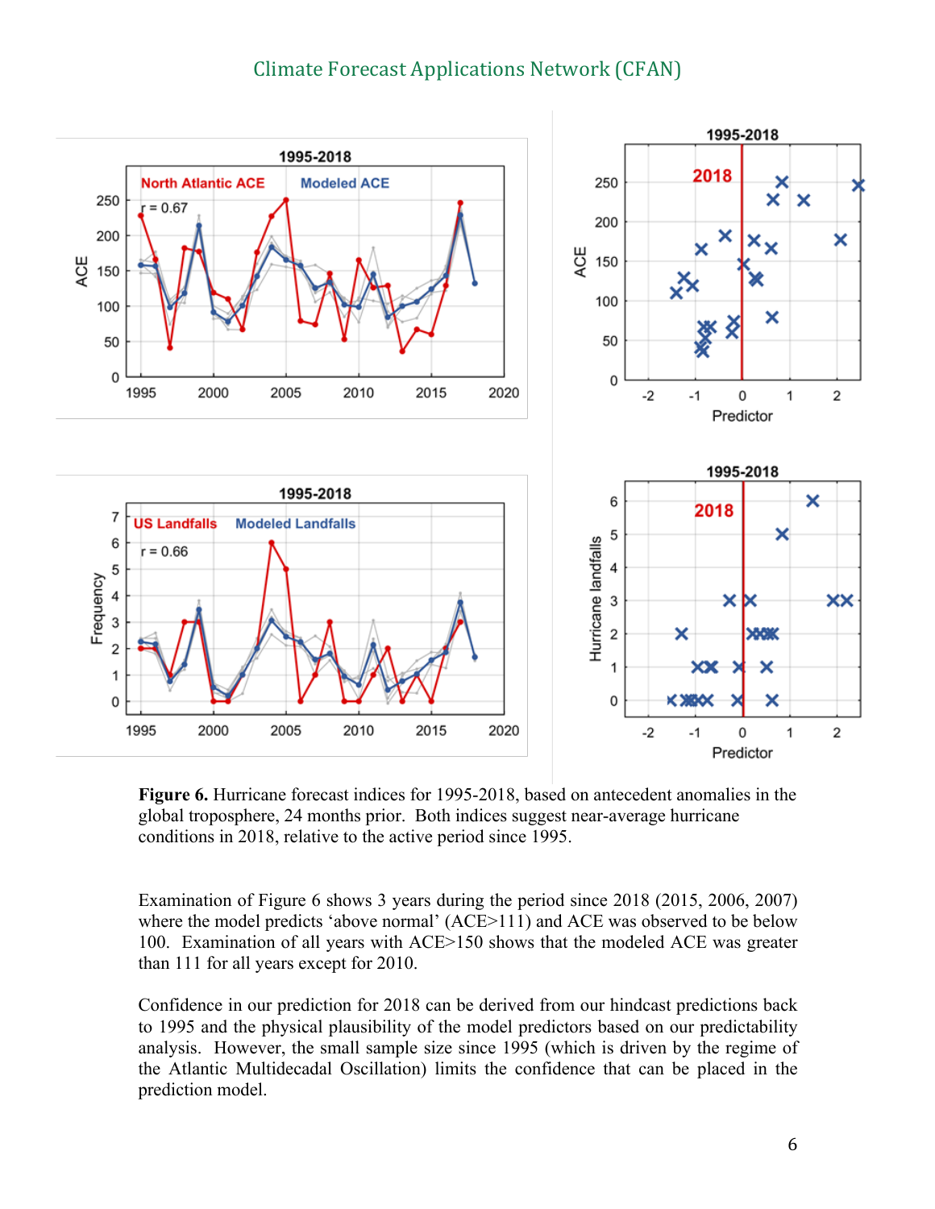**Figure 6.** Hurricane forecast indices for 1995-2018, based on antecedent anomalies in the global troposphere, 24 months prior. Both indices suggest near-average hurricane conditions in 2018, relative to the active period since 1995.

Examination of Figure 6 shows 3 years during the period since 2018 (2015, 2006, 2007) where the model predicts 'above normal' (ACE>111) and ACE was observed to be below 100. Examination of all years with ACE>150 shows that the modeled ACE was greater than 111 for all years except for 2010.

Confidence in our prediction for 2018 can be derived from our hindcast predictions back to 1995 and the physical plausibility of the model predictors based on our predictability analysis. However, the small sample size since 1995 (which is driven by the regime of the Atlantic Multidecadal Oscillation) limits the confidence that can be placed in the prediction model.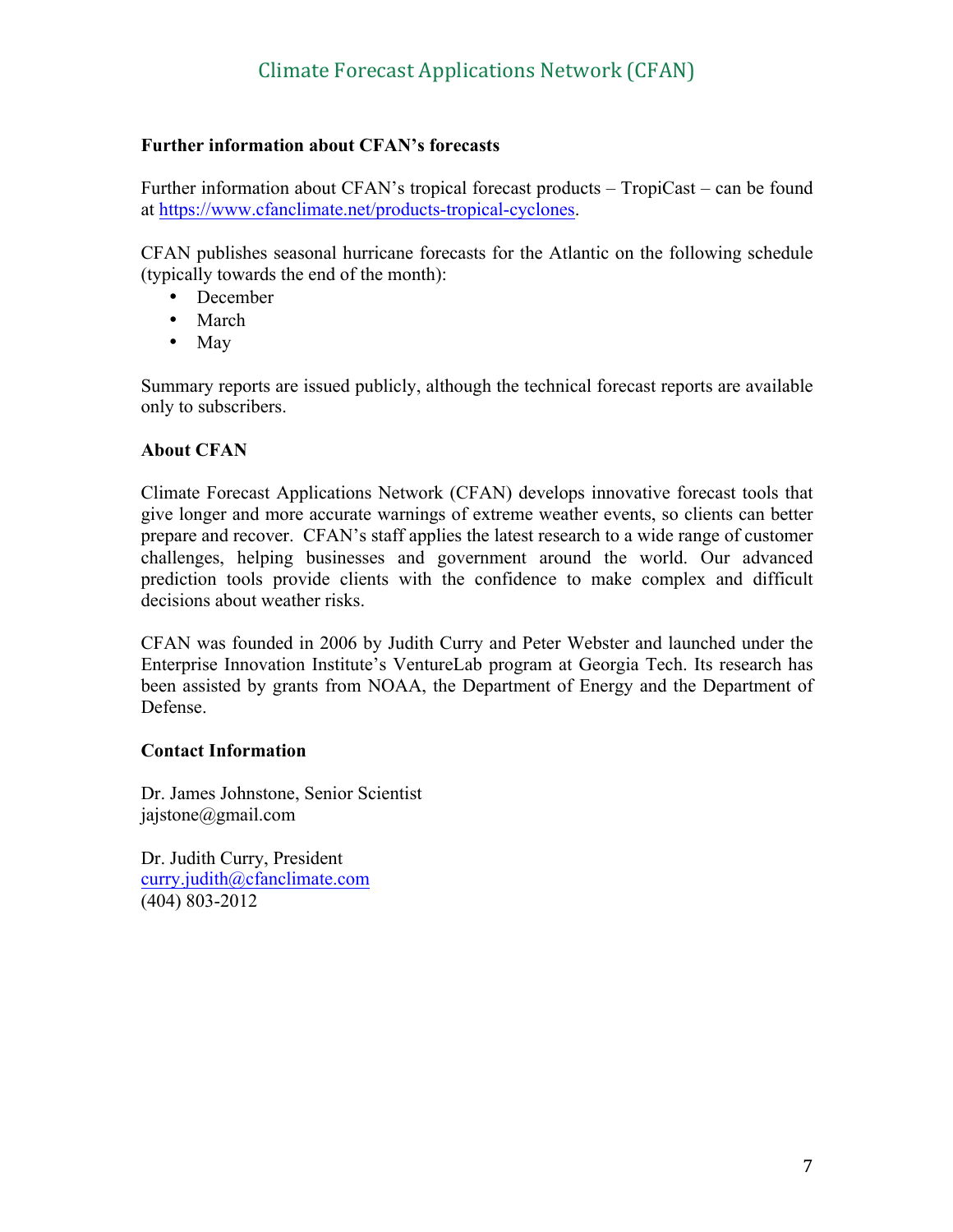**Further information about CFAN's forecasts**

Further information about CFAN's tropical forecast products – TropiCast – can be found at https://www.cfanclimate.net/products-tropical-cyclones.

CFAN publishes seasonal hurricane forecasts for the Atlantic on the following schedule (typically towards the end of the month):

- December
- March
- May

Summary reports are issued publicly, although the technical forecast reports are available only to subscribers.

**About CFAN**

Climate Forecast Applications Network (CFAN) develops innovative forecast tools that give longer and more accurate warnings of extreme weather events, so clients can better prepare and recover. CFAN's staff applies the latest research to a wide range of customer challenges, helping businesses and government around the world. Our advanced prediction tools provide clients with the confidence to make complex and difficult decisions about weather risks.

CFAN was founded in 2006 by Judith Curry and Peter Webster and launched under the Enterprise Innovation Institute's VentureLab program at Georgia Tech. Its research has been assisted by grants from NOAA, the Department of Energy and the Department of Defense.

**Contact Information**

Dr. James Johnstone, Senior Scientist
jajstone@gmail.com

Dr. Judith Curry, President
curry.judith@cfanclimate.com
(404) 803-2012